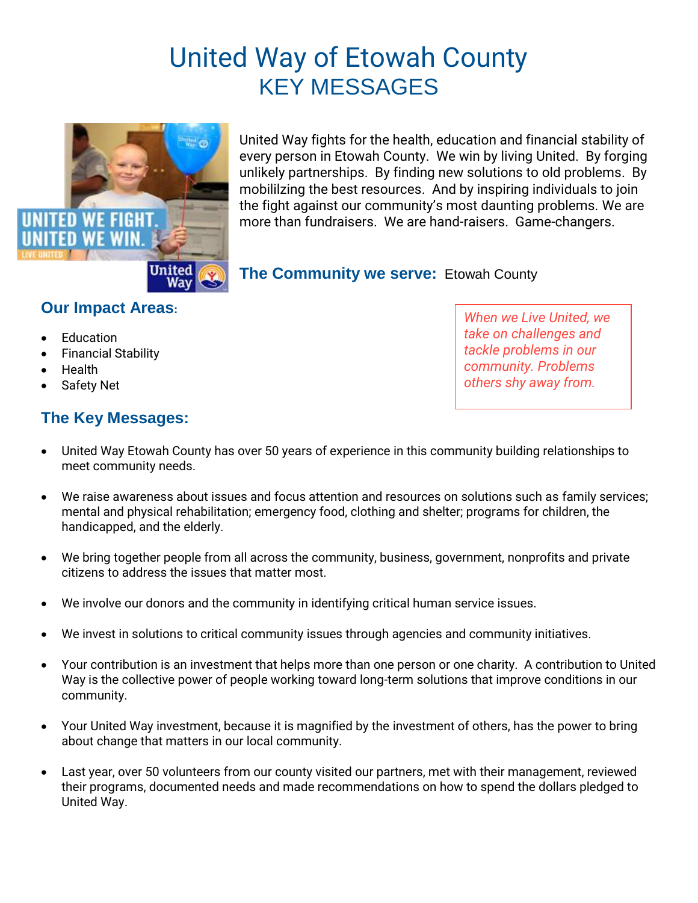# United Way of Etowah County
## KEY MESSAGES

United Way fights for the health, education and financial stability of every person in Etowah County. We win by living United. By forging unlikely partnerships. By finding new solutions to old problems. By mobililzing the best resources. And by inspiring individuals to join the fight against our community's most daunting problems. We are more than fundraisers. We are hand-raisers. Game-changers.

**The Community we serve:** Etowah County

### Our Impact Areas:

- Education
- Financial Stability
- Health
- Safety Net

*When we Live United, we take on challenges and tackle problems in our community. Problems others shy away from.*

### The Key Messages:

- United Way Etowah County has over 50 years of experience in this community building relationships to meet community needs.
- We raise awareness about issues and focus attention and resources on solutions such as family services; mental and physical rehabilitation; emergency food, clothing and shelter; programs for children, the handicapped, and the elderly.
- We bring together people from all across the community, business, government, nonprofits and private citizens to address the issues that matter most.
- We involve our donors and the community in identifying critical human service issues.
- We invest in solutions to critical community issues through agencies and community initiatives.
- Your contribution is an investment that helps more than one person or one charity. A contribution to United Way is the collective power of people working toward long-term solutions that improve conditions in our community.
- Your United Way investment, because it is magnified by the investment of others, has the power to bring about change that matters in our local community.
- Last year, over 50 volunteers from our county visited our partners, met with their management, reviewed their programs, documented needs and made recommendations on how to spend the dollars pledged to United Way.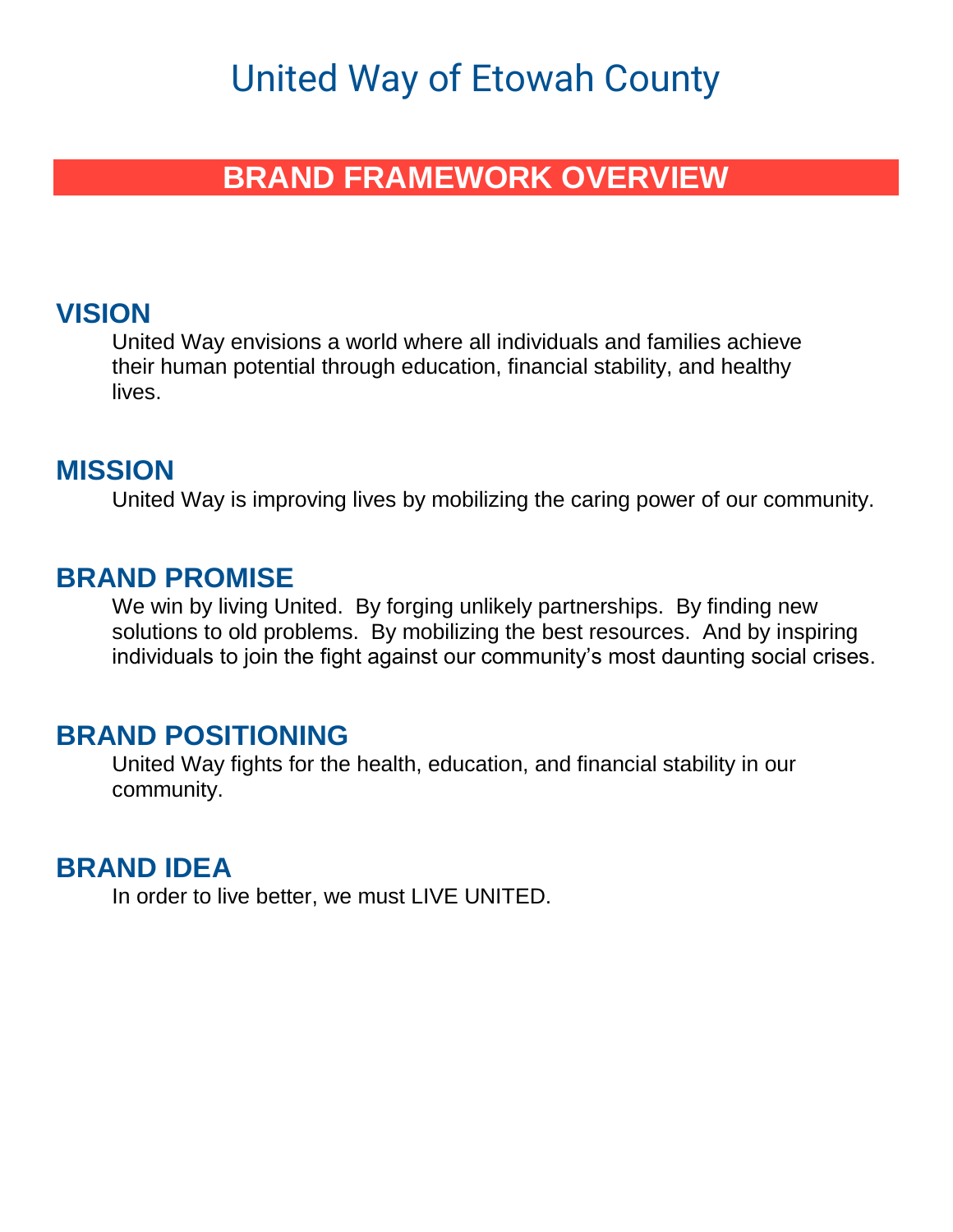# United Way of Etowah County

## BRAND FRAMEWORK OVERVIEW

### VISION

United Way envisions a world where all individuals and families achieve their human potential through education, financial stability, and healthy lives.

### MISSION

United Way is improving lives by mobilizing the caring power of our community.

### BRAND PROMISE

We win by living United. By forging unlikely partnerships. By finding new solutions to old problems. By mobilizing the best resources. And by inspiring individuals to join the fight against our community's most daunting social crises.

### BRAND POSITIONING

United Way fights for the health, education, and financial stability in our community.

### BRAND IDEA

In order to live better, we must LIVE UNITED.